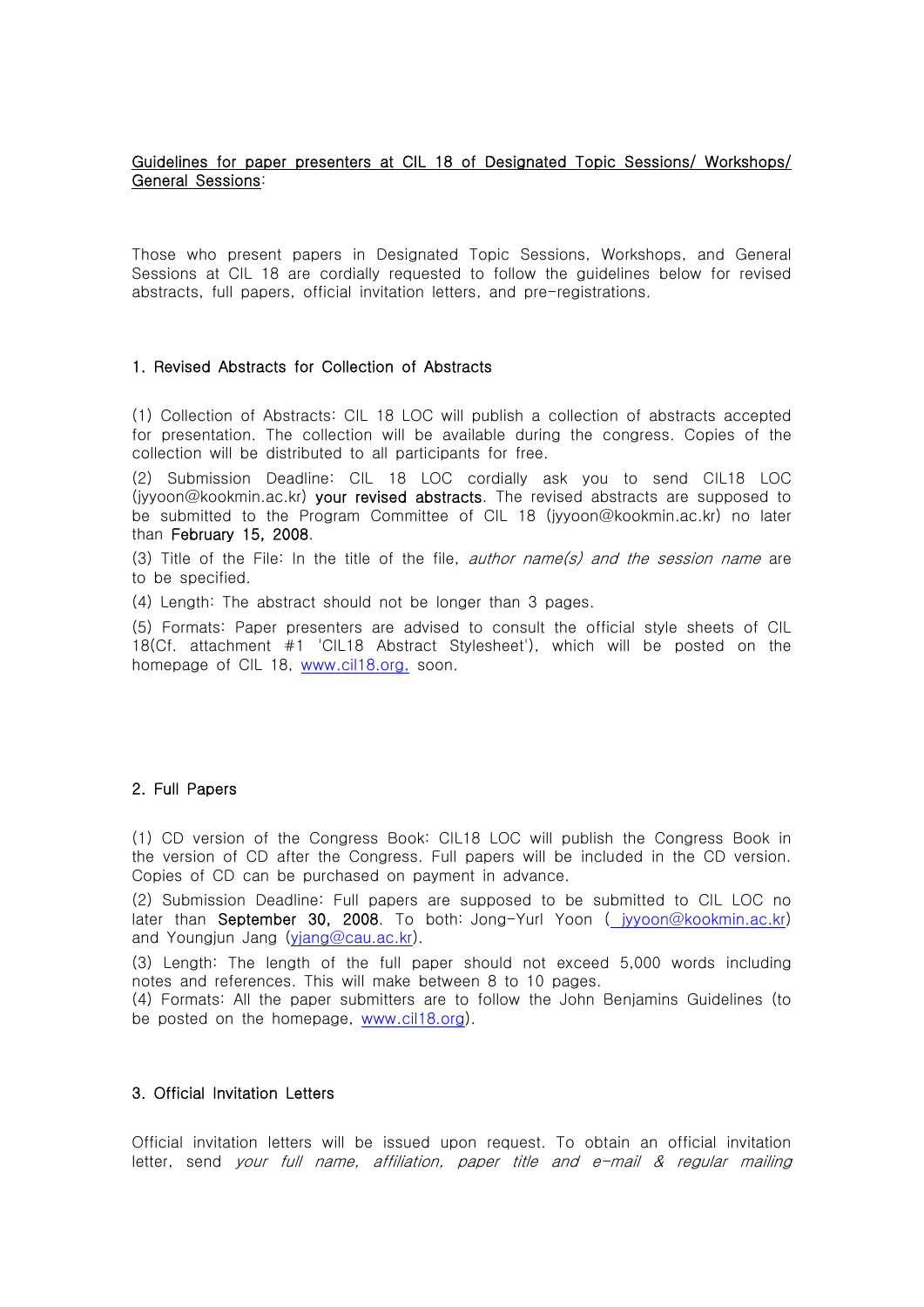Guidelines for paper presenters at CIL 18 of Designated Topic Sessions/ Workshops/ General Sessions:

Those who present papers in Designated Topic Sessions, Workshops, and General Sessions at CIL 18 are cordially requested to follow the guidelines below for revised abstracts, full papers, official invitation letters, and pre-registrations.

## 1. Revised Abstracts for Collection of Abstracts

(1) Collection of Abstracts: CIL 18 LOC will publish a collection of abstracts accepted for presentation. The collection will be available during the congress. Copies of the collection will be distributed to all participants for free.

(2) Submission Deadline: CIL 18 LOC cordially ask you to send CIL18 LOC (jyyoon@kookmin.ac.kr) **your revised abstracts**. The revised abstracts are supposed to be submitted to the Program Committee of CIL 18 (jyyoon@kookmin.ac.kr) no later than **February 15, 2008**.

(3) Title of the File: In the title of the file, *author name(s) and the session name* are to be specified.

(4) Length: The abstract should not be longer than 3 pages.

(5) Formats: Paper presenters are advised to consult the official style sheets of CIL 18(Cf. attachment #1 'CIL18 Abstract Stylesheet'), which will be posted on the homepage of CIL 18, www.cil18.org, soon.

## 2. Full Papers

(1) CD version of the Congress Book: CIL18 LOC will publish the Congress Book in the version of CD after the Congress. Full papers will be included in the CD version. Copies of CD can be purchased on payment in advance.

(2) Submission Deadline: Full papers are supposed to be submitted to CIL LOC no later than **September 30, 2008**. To both: Jong-Yurl Yoon ( jyyoon@kookmin.ac.kr) and Youngjun Jang (yjang@cau.ac.kr).

(3) Length: The length of the full paper should not exceed 5,000 words including notes and references. This will make between 8 to 10 pages.

(4) Formats: All the paper submitters are to follow the John Benjamins Guidelines (to be posted on the homepage, www.cil18.org).

## 3. Official Invitation Letters

Official invitation letters will be issued upon request. To obtain an official invitation letter, send *your full name, affiliation, paper title and e-mail & regular mailing*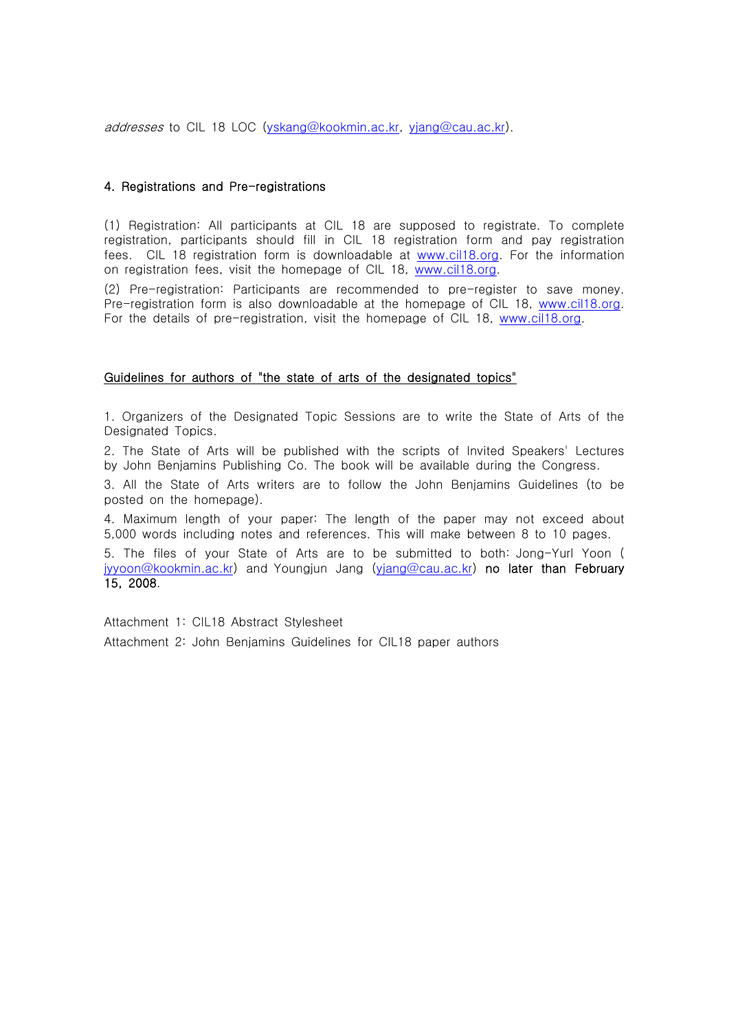*addresses* to CIL 18 LOC (yskang@kookmin.ac.kr, yjang@cau.ac.kr).

#### 4. Registrations and Pre-registrations

(1) Registration: All participants at CIL 18 are supposed to registrate. To complete registration, participants should fill in CIL 18 registration form and pay registration fees. CIL 18 registration form is downloadable at www.cil18.org. For the information on registration fees, visit the homepage of CIL 18, www.cil18.org.

(2) Pre-registration: Participants are recommended to pre-register to save money. Pre-registration form is also downloadable at the homepage of CIL 18, www.cil18.org. For the details of pre-registration, visit the homepage of CIL 18, www.cil18.org.

#### Guidelines for authors of "the state of arts of the designated topics"

1. Organizers of the Designated Topic Sessions are to write the State of Arts of the Designated Topics.

2. The State of Arts will be published with the scripts of Invited Speakers' Lectures by John Benjamins Publishing Co. The book will be available during the Congress.

3. All the State of Arts writers are to follow the John Benjamins Guidelines (to be posted on the homepage).

4. Maximum length of your paper: The length of the paper may not exceed about 5,000 words including notes and references. This will make between 8 to 10 pages.

5. The files of your State of Arts are to be submitted to both: Jong-Yurl Yoon (jyyoon@kookmin.ac.kr) and Youngjun Jang (yjang@cau.ac.kr) **no later than February 15, 2008**.

Attachment 1: CIL18 Abstract Stylesheet

Attachment 2: John Benjamins Guidelines for CIL18 paper authors